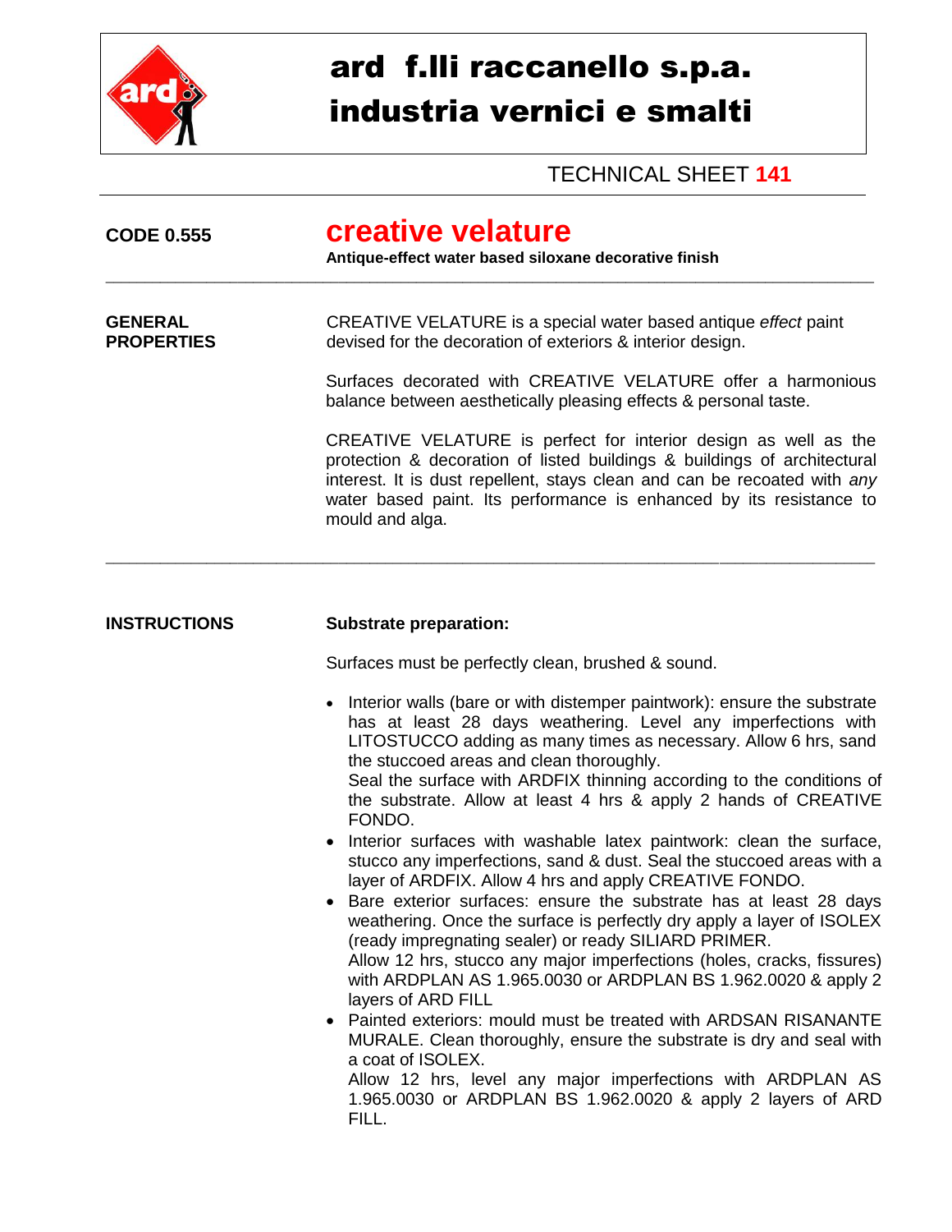# ard f.lli raccanello s.p.a.
# industria vernici e smalti

TECHNICAL SHEET **141**

**CODE 0.555**

## creative velature

**Antique-effect water based siloxane decorative finish**

---

**GENERAL PROPERTIES**

CREATIVE VELATURE is a special water based antique *effect* paint devised for the decoration of exteriors & interior design.

Surfaces decorated with CREATIVE VELATURE offer a harmonious balance between aesthetically pleasing effects & personal taste.

CREATIVE VELATURE is perfect for interior design as well as the protection & decoration of listed buildings & buildings of architectural interest. It is dust repellent, stays clean and can be recoated with *any* water based paint. Its performance is enhanced by its resistance to mould and alga.

---

**INSTRUCTIONS**

**Substrate preparation:**

Surfaces must be perfectly clean, brushed & sound.

- Interior walls (bare or with distemper paintwork): ensure the substrate has at least 28 days weathering. Level any imperfections with LITOSTUCCO adding as many times as necessary. Allow 6 hrs, sand the stuccoed areas and clean thoroughly.
  Seal the surface with ARDFIX thinning according to the conditions of the substrate. Allow at least 4 hrs & apply 2 hands of CREATIVE FONDO.
- Interior surfaces with washable latex paintwork: clean the surface, stucco any imperfections, sand & dust. Seal the stuccoed areas with a layer of ARDFIX. Allow 4 hrs and apply CREATIVE FONDO.
- Bare exterior surfaces: ensure the substrate has at least 28 days weathering. Once the surface is perfectly dry apply a layer of ISOLEX (ready impregnating sealer) or ready SILIARD PRIMER.
  Allow 12 hrs, stucco any major imperfections (holes, cracks, fissures) with ARDPLAN AS 1.965.0030 or ARDPLAN BS 1.962.0020 & apply 2 layers of ARD FILL
- Painted exteriors: mould must be treated with ARDSAN RISANANTE MURALE. Clean thoroughly, ensure the substrate is dry and seal with a coat of ISOLEX.
  Allow 12 hrs, level any major imperfections with ARDPLAN AS 1.965.0030 or ARDPLAN BS 1.962.0020 & apply 2 layers of ARD FILL.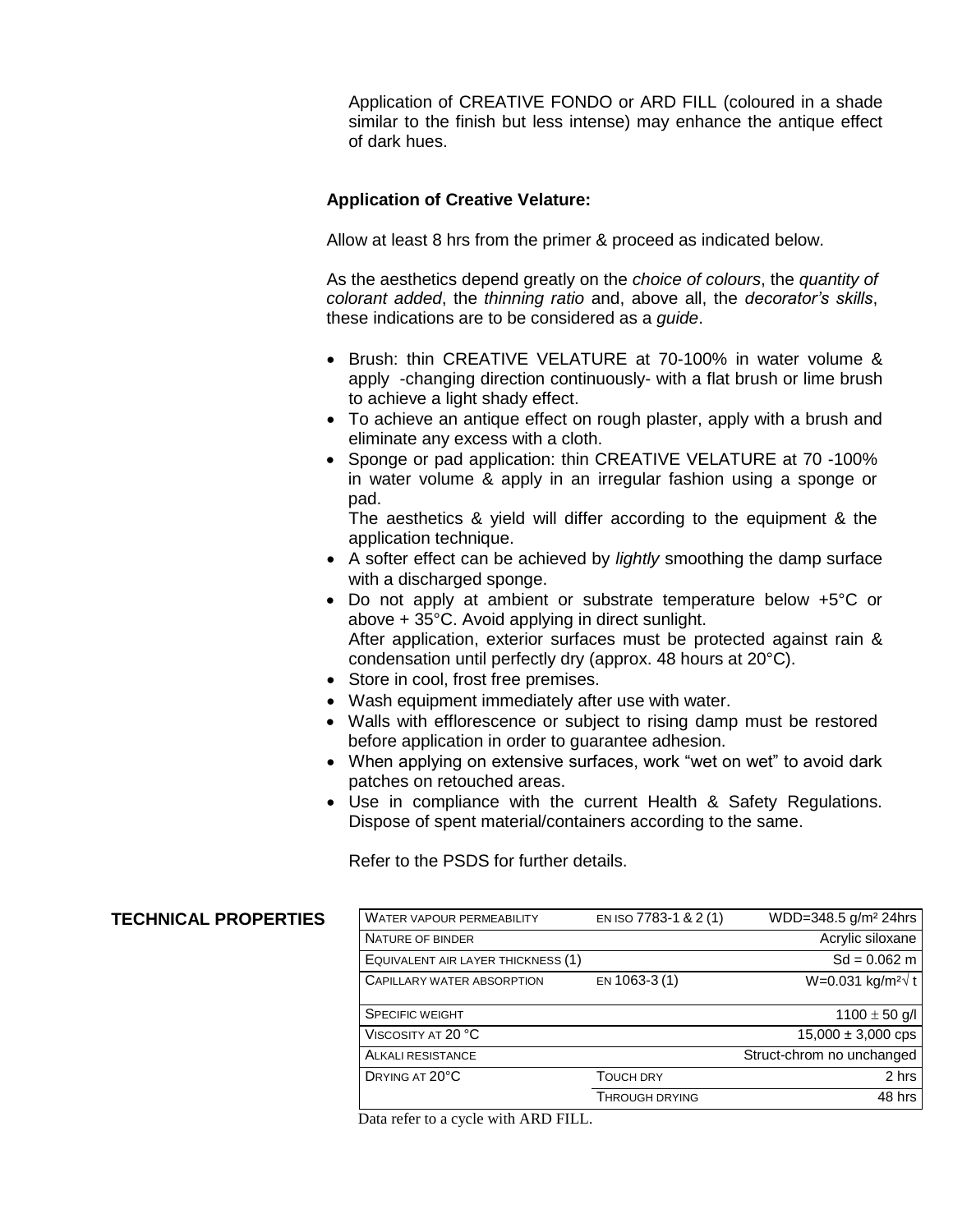Application of CREATIVE FONDO or ARD FILL (coloured in a shade similar to the finish but less intense) may enhance the antique effect of dark hues.

**Application of Creative Velature:**

Allow at least 8 hrs from the primer & proceed as indicated below.

As the aesthetics depend greatly on the *choice of colours*, the *quantity of colorant added*, the *thinning ratio* and, above all, the *decorator's skills*, these indications are to be considered as a *guide*.

- Brush: thin CREATIVE VELATURE at 70-100% in water volume & apply -changing direction continuously- with a flat brush or lime brush to achieve a light shady effect.
- To achieve an antique effect on rough plaster, apply with a brush and eliminate any excess with a cloth.
- Sponge or pad application: thin CREATIVE VELATURE at 70 -100% in water volume & apply in an irregular fashion using a sponge or pad.
  The aesthetics & yield will differ according to the equipment & the application technique.
- A softer effect can be achieved by *lightly* smoothing the damp surface with a discharged sponge.
- Do not apply at ambient or substrate temperature below +5°C or above + 35°C. Avoid applying in direct sunlight.
  After application, exterior surfaces must be protected against rain & condensation until perfectly dry (approx. 48 hours at 20°C).
- Store in cool, frost free premises.
- Wash equipment immediately after use with water.
- Walls with efflorescence or subject to rising damp must be restored before application in order to guarantee adhesion.
- When applying on extensive surfaces, work "wet on wet" to avoid dark patches on retouched areas.
- Use in compliance with the current Health & Safety Regulations. Dispose of spent material/containers according to the same.

Refer to the PSDS for further details.

**TECHNICAL PROPERTIES**

| | | |
|---|---|---|
| WATER VAPOUR PERMEABILITY | EN ISO 7783-1 & 2 (1) | WDD=348.5 g/m² 24hrs |
| NATURE OF BINDER | | Acrylic siloxane |
| EQUIVALENT AIR LAYER THICKNESS (1) | | Sd = 0.062 m |
| CAPILLARY WATER ABSORPTION | EN 1063-3 (1) | W=0.031 kg/m²√ t |
| SPECIFIC WEIGHT | | 1100 ± 50 g/l |
| VISCOSITY AT 20 °C | | 15,000 ± 3,000 cps |
| ALKALI RESISTANCE | | Struct-chrom no unchanged |
| DRYING AT 20°C | TOUCH DRY | 2 hrs |
| | THROUGH DRYING | 48 hrs |

Data refer to a cycle with ARD FILL.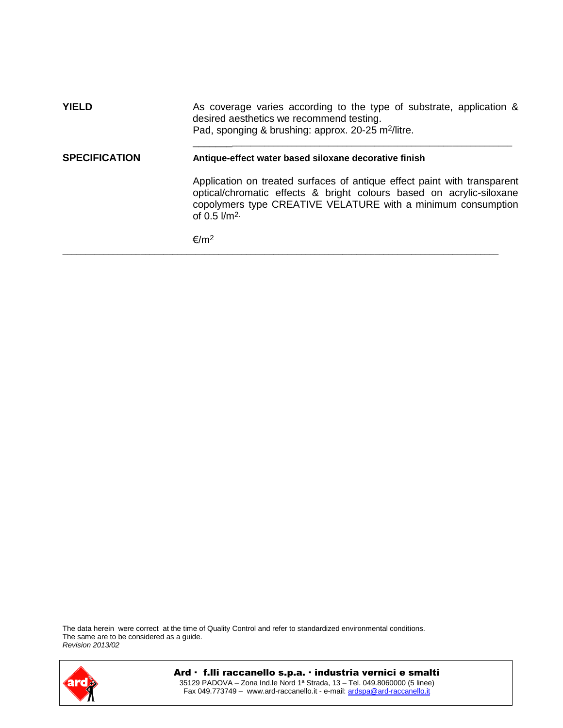**YIELD**

As coverage varies according to the type of substrate, application & desired aesthetics we recommend testing.
Pad, sponging & brushing: approx. 20-25 $m^2$/litre.

---

**SPECIFICATION**

**Antique-effect water based siloxane decorative finish**

Application on treated surfaces of antique effect paint with transparent optical/chromatic effects & bright colours based on acrylic-siloxane copolymers type CREATIVE VELATURE with a minimum consumption of 0.5 $l/m^2$.

€/$m^2$

---

The data herein were correct at the time of Quality Control and refer to standardized environmental conditions.
The same are to be considered as a guide.
*Revision 2013/02*

**Ard · f.lli raccanello s.p.a. · industria vernici e smalti**
35129 PADOVA – Zona Ind.le Nord 1ª Strada, 13 – Tel. 049.8060000 (5 linee)
Fax 049.773749 – www.ard-raccanello.it - e-mail: ardspa@ard-raccanello.it